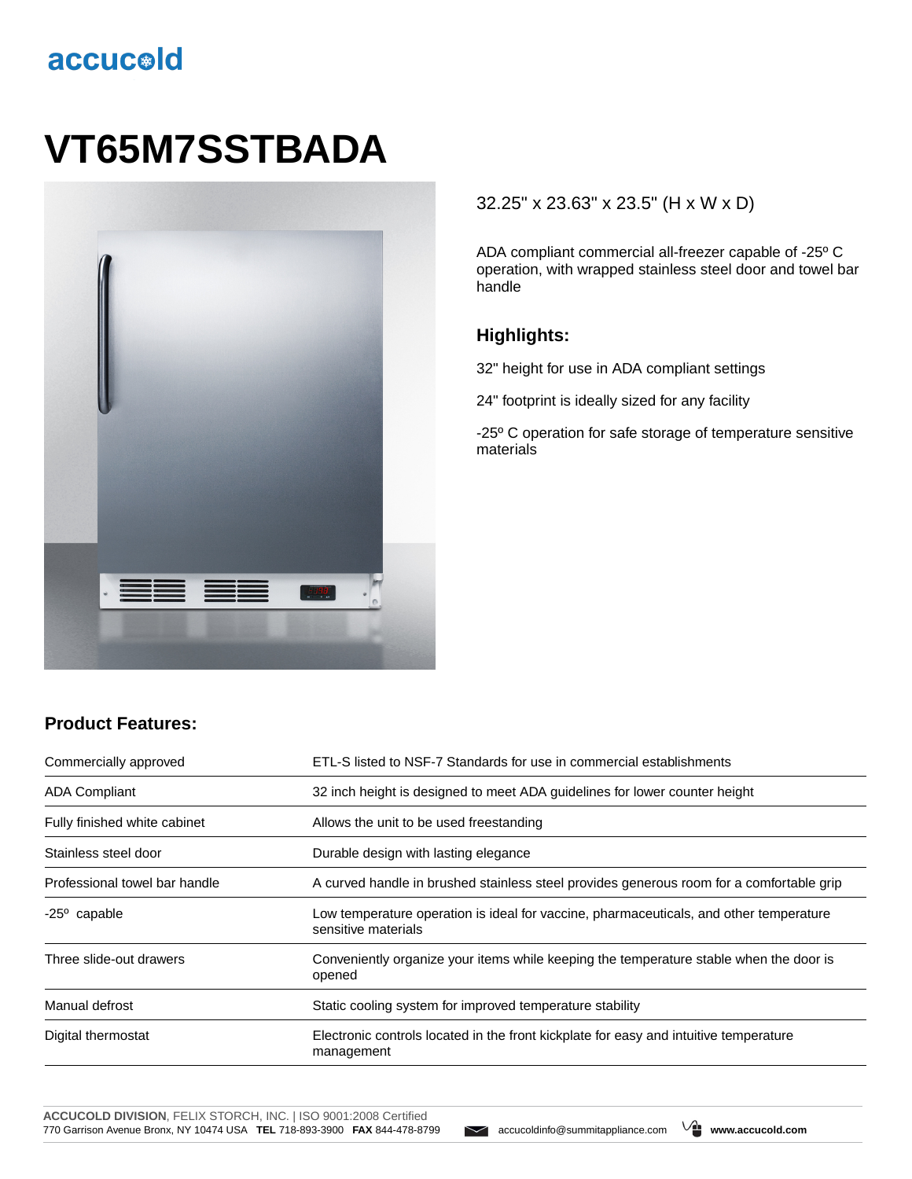accucold

# VT65M7SSTBADA

32.25" x 23.63" x 23.5" (H x W x D)

ADA compliant commercial all-freezer capable of -25º C operation, with wrapped stainless steel door and towel bar handle

## Highlights:

32" height for use in ADA compliant settings

24" footprint is ideally sized for any facility

-25º C operation for safe storage of temperature sensitive materials

## Product Features:

| | |
|---|---|
| Commercially approved | ETL-S listed to NSF-7 Standards for use in commercial establishments |
| ADA Compliant | 32 inch height is designed to meet ADA guidelines for lower counter height |
| Fully finished white cabinet | Allows the unit to be used freestanding |
| Stainless steel door | Durable design with lasting elegance |
| Professional towel bar handle | A curved handle in brushed stainless steel provides generous room for a comfortable grip |
| -25º capable | Low temperature operation is ideal for vaccine, pharmaceuticals, and other temperature sensitive materials |
| Three slide-out drawers | Conveniently organize your items while keeping the temperature stable when the door is opened |
| Manual defrost | Static cooling system for improved temperature stability |
| Digital thermostat | Electronic controls located in the front kickplate for easy and intuitive temperature management |

**ACCUCOLD DIVISION**, FELIX STORCH, INC. | ISO 9001:2008 Certified
770 Garrison Avenue Bronx, NY 10474 USA **TEL** 718-893-3900 **FAX** 844-478-8799 accucoldinfo@summitappliance.com **www.accucold.com**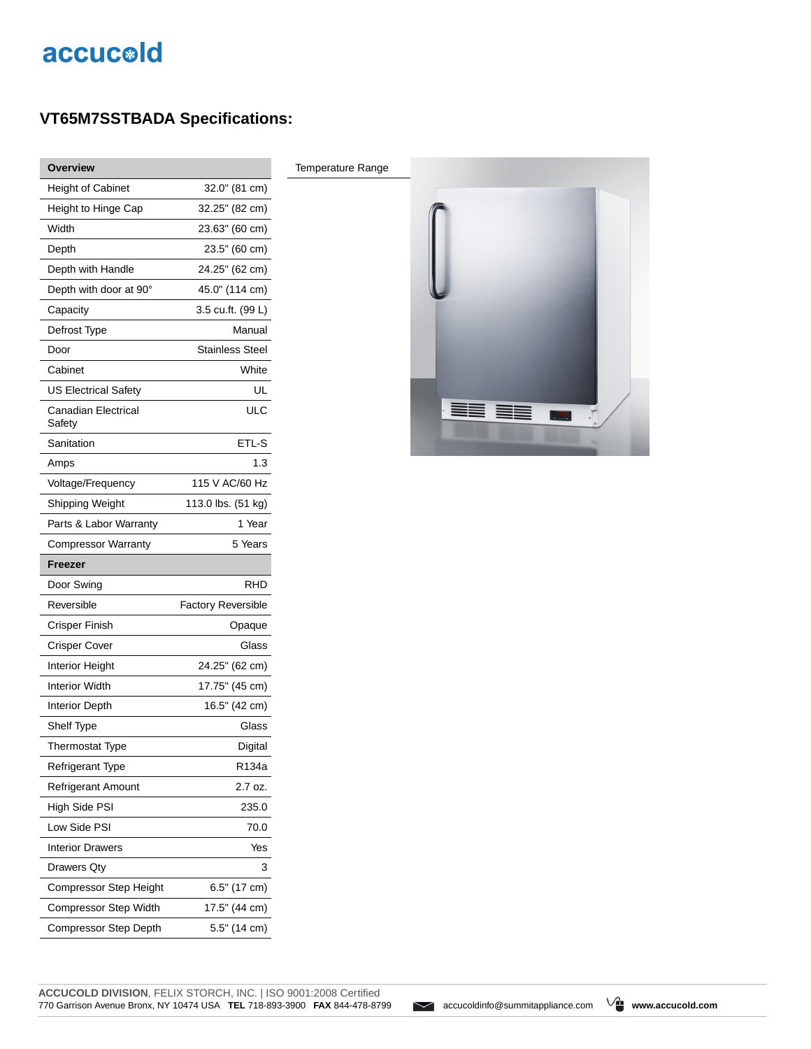accucold

## VT65M7SSTBADA Specifications:

| Overview | |
|---|---|
| Height of Cabinet | 32.0" (81 cm) |
| Height to Hinge Cap | 32.25" (82 cm) |
| Width | 23.63" (60 cm) |
| Depth | 23.5" (60 cm) |
| Depth with Handle | 24.25" (62 cm) |
| Depth with door at 90° | 45.0" (114 cm) |
| Capacity | 3.5 cu.ft. (99 L) |
| Defrost Type | Manual |
| Door | Stainless Steel |
| Cabinet | White |
| US Electrical Safety | UL |
| Canadian Electrical Safety | ULC |
| Sanitation | ETL-S |
| Amps | 1.3 |
| Voltage/Frequency | 115 V AC/60 Hz |
| Shipping Weight | 113.0 lbs. (51 kg) |
| Parts & Labor Warranty | 1 Year |
| Compressor Warranty | 5 Years |
| **Freezer** | |
| Door Swing | RHD |
| Reversible | Factory Reversible |
| Crisper Finish | Opaque |
| Crisper Cover | Glass |
| Interior Height | 24.25" (62 cm) |
| Interior Width | 17.75" (45 cm) |
| Interior Depth | 16.5" (42 cm) |
| Shelf Type | Glass |
| Thermostat Type | Digital |
| Refrigerant Type | R134a |
| Refrigerant Amount | 2.7 oz. |
| High Side PSI | 235.0 |
| Low Side PSI | 70.0 |
| Interior Drawers | Yes |
| Drawers Qty | 3 |
| Compressor Step Height | 6.5" (17 cm) |
| Compressor Step Width | 17.5" (44 cm) |
| Compressor Step Depth | 5.5" (14 cm) |

Temperature Range

**ACCUCOLD DIVISION**, FELIX STORCH, INC. | ISO 9001:2008 Certified
770 Garrison Avenue Bronx, NY 10474 USA **TEL** 718-893-3900 **FAX** 844-478-8799 accucoldinfo@summitappliance.com **www.accucold.com**